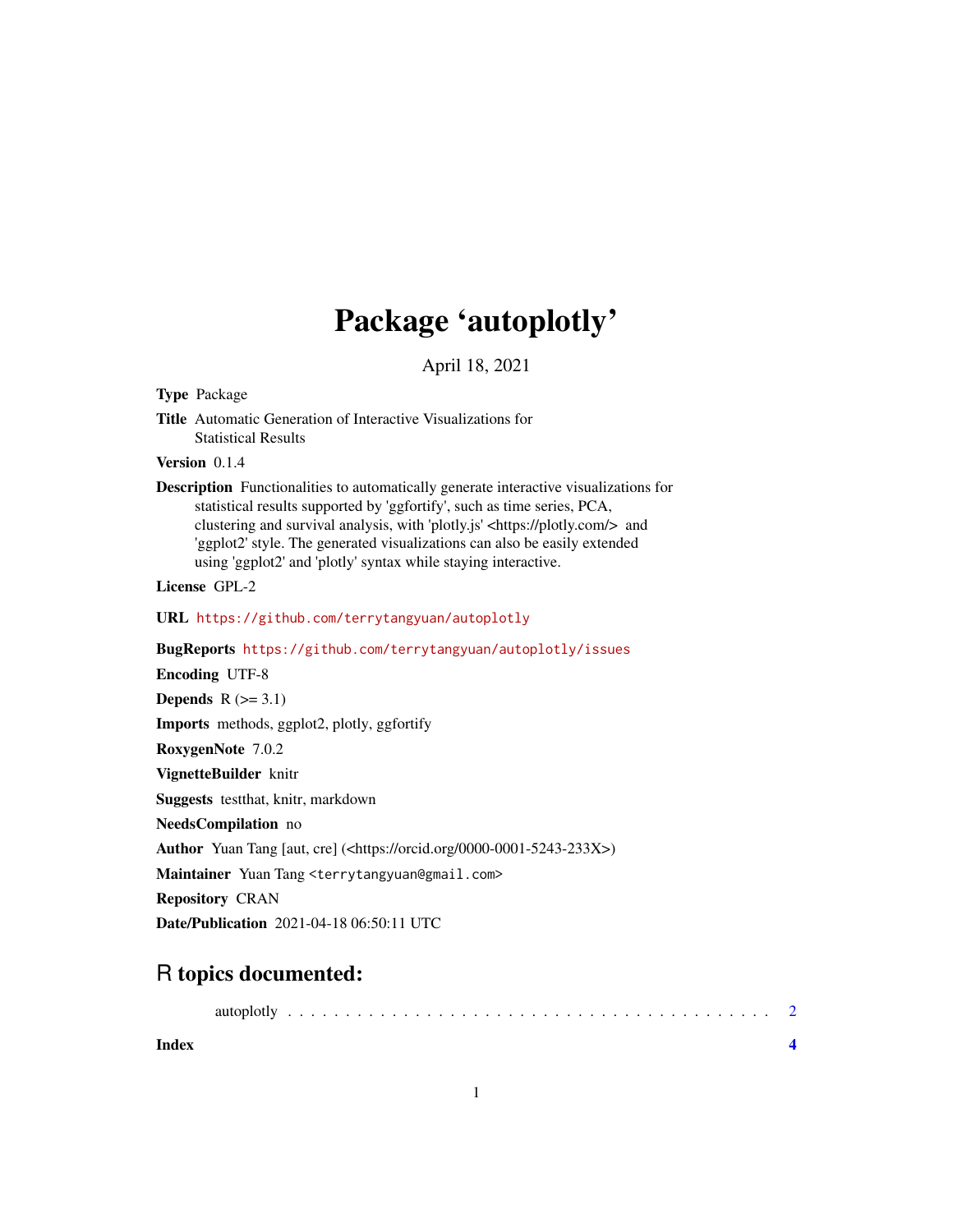# Package 'autoplotly'

April 18, 2021

**Type** Package

**Title** Automatic Generation of Interactive Visualizations for Statistical Results

**Version** 0.1.4

**Description** Functionalities to automatically generate interactive visualizations for statistical results supported by 'ggfortify', such as time series, PCA, clustering and survival analysis, with 'plotly.js' <https://plotly.com/> and 'ggplot2' style. The generated visualizations can also be easily extended using 'ggplot2' and 'plotly' syntax while staying interactive.

**License** GPL-2

**URL** https://github.com/terrytangyuan/autoplotly

**BugReports** https://github.com/terrytangyuan/autoplotly/issues

**Encoding** UTF-8

**Depends** R (>= 3.1)

**Imports** methods, ggplot2, plotly, ggfortify

**RoxygenNote** 7.0.2

**VignetteBuilder** knitr

**Suggests** testthat, knitr, markdown

**NeedsCompilation** no

**Author** Yuan Tang [aut, cre] (<https://orcid.org/0000-0001-5243-233X>)

**Maintainer** Yuan Tang <terrytangyuan@gmail.com>

**Repository** CRAN

**Date/Publication** 2021-04-18 06:50:11 UTC

## R topics documented:

autoplotly . . . . . . . . . . . . . . . . . . . . . . . . . . . . . . . . . . . . . . . . . 2

**Index** **4**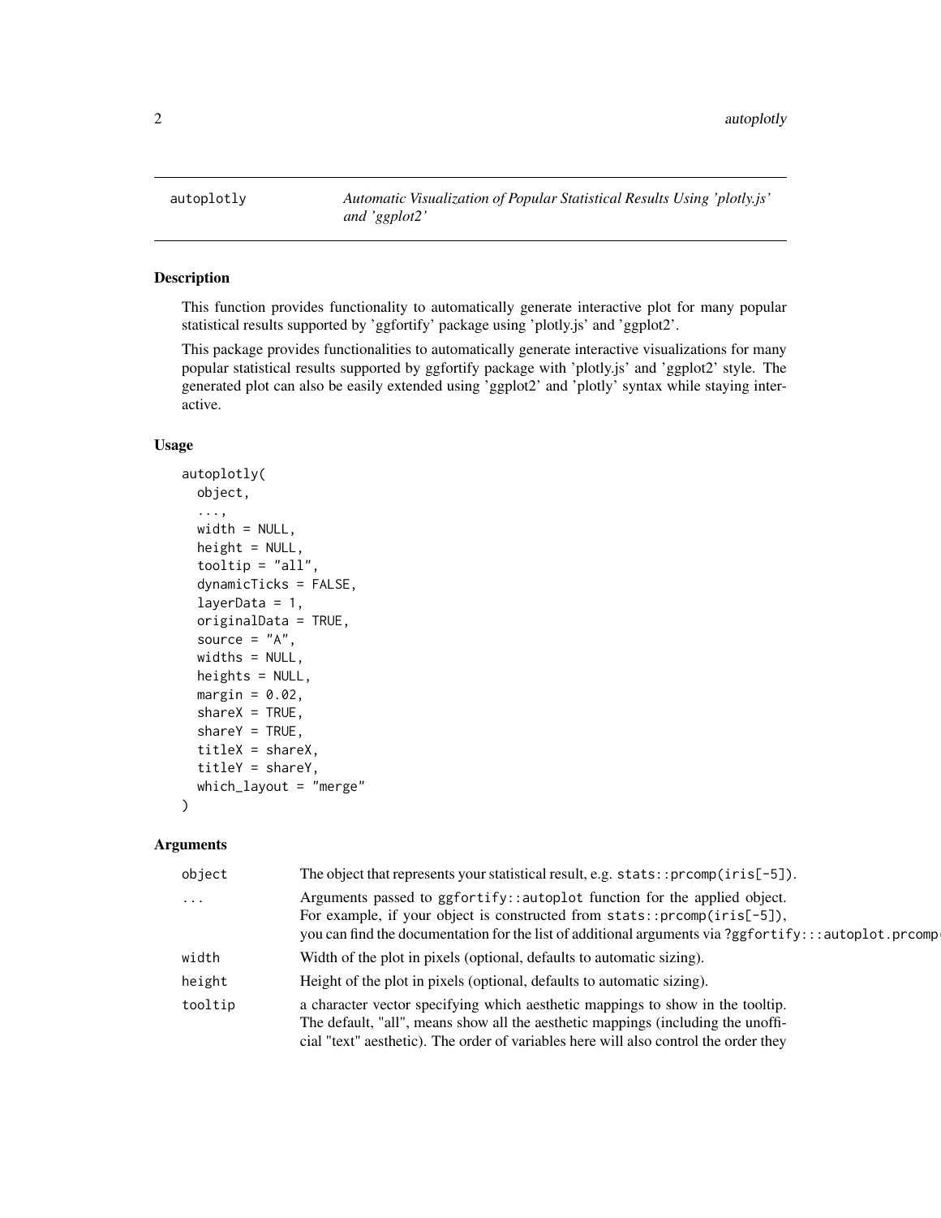autoplotly — *Automatic Visualization of Popular Statistical Results Using 'plotly.js' and 'ggplot2'*

## Description

This function provides functionality to automatically generate interactive plot for many popular statistical results supported by 'ggfortify' package using 'plotly.js' and 'ggplot2'.

This package provides functionalities to automatically generate interactive visualizations for many popular statistical results supported by ggfortify package with 'plotly.js' and 'ggplot2' style. The generated plot can also be easily extended using 'ggplot2' and 'plotly' syntax while staying interactive.

## Usage

```
autoplotly(
  object,
  ...,
  width = NULL,
  height = NULL,
  tooltip = "all",
  dynamicTicks = FALSE,
  layerData = 1,
  originalData = TRUE,
  source = "A",
  widths = NULL,
  heights = NULL,
  margin = 0.02,
  shareX = TRUE,
  shareY = TRUE,
  titleX = shareX,
  titleY = shareY,
  which_layout = "merge"
)
```

## Arguments

| | |
|---|---|
| object | The object that represents your statistical result, e.g. `stats::prcomp(iris[-5])`. |
| ... | Arguments passed to `ggfortify::autoplot` function for the applied object. For example, if your object is constructed from `stats::prcomp(iris[-5])`, you can find the documentation for the list of additional arguments via `?ggfortify:::autoplot.prcomp` |
| width | Width of the plot in pixels (optional, defaults to automatic sizing). |
| height | Height of the plot in pixels (optional, defaults to automatic sizing). |
| tooltip | a character vector specifying which aesthetic mappings to show in the tooltip. The default, "all", means show all the aesthetic mappings (including the unofficial "text" aesthetic). The order of variables here will also control the order they |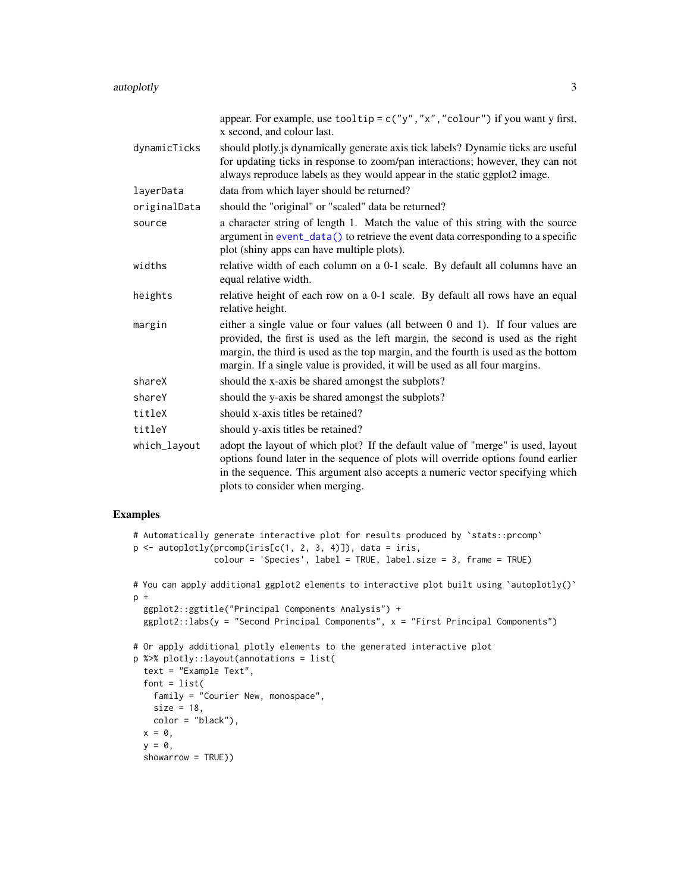appear. For example, use `tooltip = c("y","x","colour")` if you want y first, x second, and colour last.

| | |
|---|---|
| dynamicTicks | should plotly.js dynamically generate axis tick labels? Dynamic ticks are useful for updating ticks in response to zoom/pan interactions; however, they can not always reproduce labels as they would appear in the static ggplot2 image. |
| layerData | data from which layer should be returned? |
| originalData | should the "original" or "scaled" data be returned? |
| source | a character string of length 1. Match the value of this string with the source argument in `event_data()` to retrieve the event data corresponding to a specific plot (shiny apps can have multiple plots). |
| widths | relative width of each column on a 0-1 scale. By default all columns have an equal relative width. |
| heights | relative height of each row on a 0-1 scale. By default all rows have an equal relative height. |
| margin | either a single value or four values (all between 0 and 1). If four values are provided, the first is used as the left margin, the second is used as the right margin, the third is used as the top margin, and the fourth is used as the bottom margin. If a single value is provided, it will be used as all four margins. |
| shareX | should the x-axis be shared amongst the subplots? |
| shareY | should the y-axis be shared amongst the subplots? |
| titleX | should x-axis titles be retained? |
| titleY | should y-axis titles be retained? |
| which_layout | adopt the layout of which plot? If the default value of "merge" is used, layout options found later in the sequence of plots will override options found earlier in the sequence. This argument also accepts a numeric vector specifying which plots to consider when merging. |

## Examples

```
# Automatically generate interactive plot for results produced by `stats::prcomp`
p <- autoplotly(prcomp(iris[c(1, 2, 3, 4)]), data = iris,
                colour = 'Species', label = TRUE, label.size = 3, frame = TRUE)

# You can apply additional ggplot2 elements to interactive plot built using `autoplotly()`
p +
  ggplot2::ggtitle("Principal Components Analysis") +
  ggplot2::labs(y = "Second Principal Components", x = "First Principal Components")

# Or apply additional plotly elements to the generated interactive plot
p %>% plotly::layout(annotations = list(
  text = "Example Text",
  font = list(
    family = "Courier New, monospace",
    size = 18,
    color = "black"),
  x = 0,
  y = 0,
  showarrow = TRUE))
```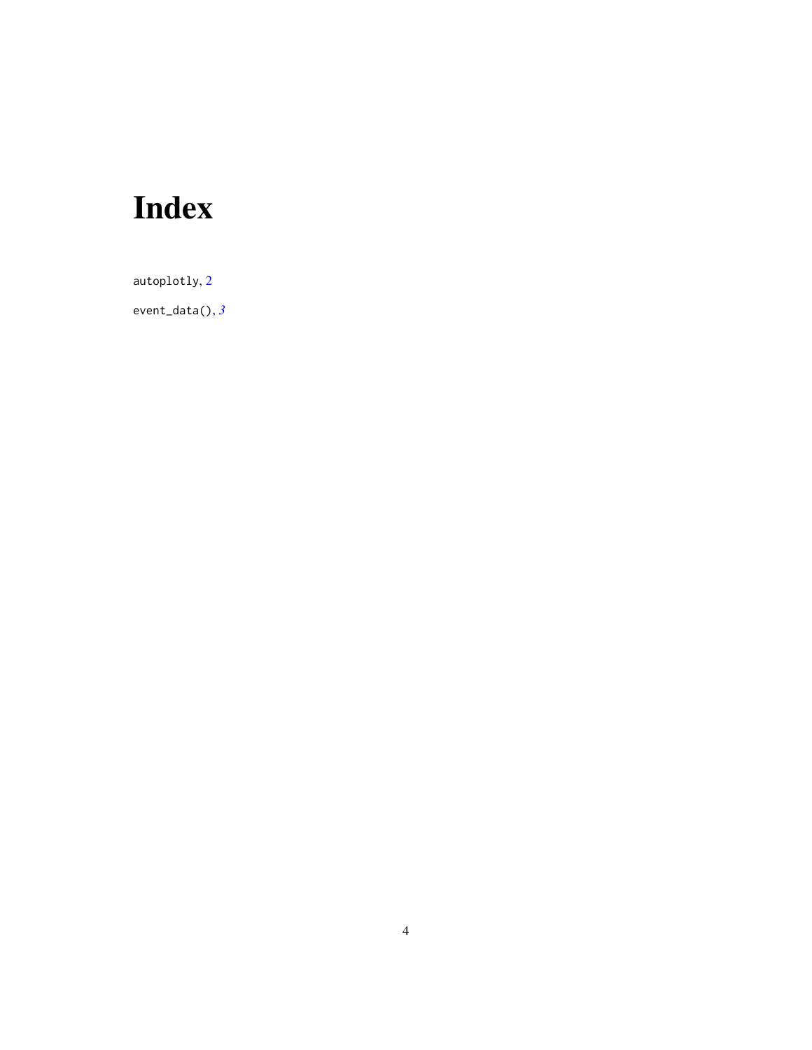# Index

autoplotly, 2

event_data(), *3*